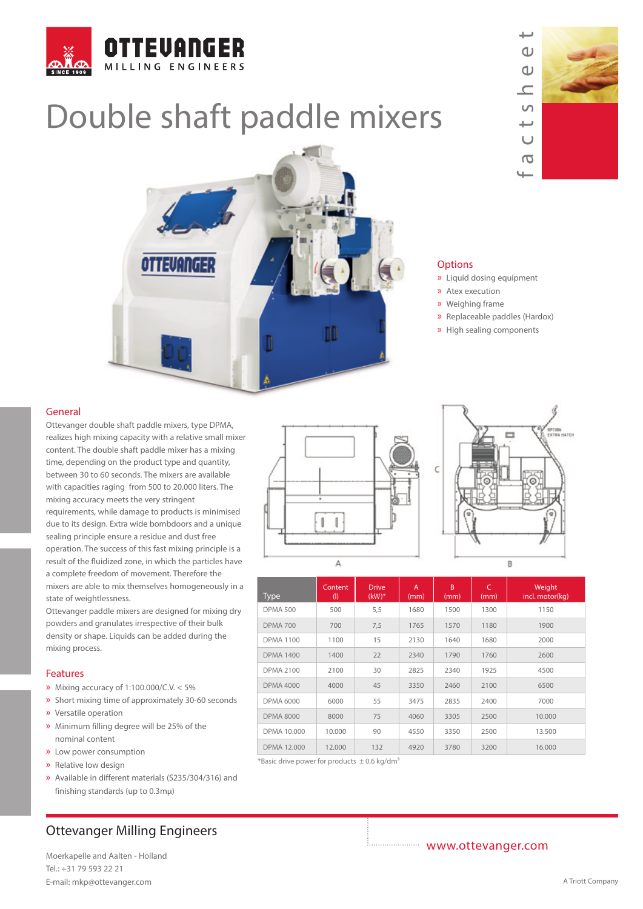# Double shaft paddle mixers

## Options

- Liquid dosing equipment
- Atex execution
- Weighing frame
- Replaceable paddles (Hardox)
- High sealing components

## General

Ottevanger double shaft paddle mixers, type DPMA, realizes high mixing capacity with a relative small mixer content. The double shaft paddle mixer has a mixing time, depending on the product type and quantity, between 30 to 60 seconds. The mixers are available with capacities raging from 500 to 20.000 liters. The mixing accuracy meets the very stringent requirements, while damage to products is minimised due to its design. Extra wide bombdoors and a unique sealing principle ensure a residue and dust free operation. The success of this fast mixing principle is a result of the fluidized zone, in which the particles have a complete freedom of movement. Therefore the mixers are able to mix themselves homogeneously in a state of weightlessness.

Ottevanger paddle mixers are designed for mixing dry powders and granulates irrespective of their bulk density or shape. Liquids can be added during the mixing process.

## Features

- Mixing accuracy of 1:100.000/C.V. < 5%
- Short mixing time of approximately 30-60 seconds
- Versatile operation
- Minimum filling degree will be 25% of the nominal content
- Low power consumption
- Relative low design
- Available in different materials (S235/304/316) and finishing standards (up to 0.3mμ)

| Type | Content (l) | Drive (kW)* | A (mm) | B (mm) | C (mm) | Weight incl. motor(kg) |
|---|---|---|---|---|---|---|
| DPMA 500 | 500 | 5,5 | 1680 | 1500 | 1300 | 1150 |
| DPMA 700 | 700 | 7,5 | 1765 | 1570 | 1180 | 1900 |
| DPMA 1100 | 1100 | 15 | 2130 | 1640 | 1680 | 2000 |
| DPMA 1400 | 1400 | 22 | 2340 | 1790 | 1760 | 2600 |
| DPMA 2100 | 2100 | 30 | 2825 | 2340 | 1925 | 4500 |
| DPMA 4000 | 4000 | 45 | 3350 | 2460 | 2100 | 6500 |
| DPMA 6000 | 6000 | 55 | 3475 | 2835 | 2400 | 7000 |
| DPMA 8000 | 8000 | 75 | 4060 | 3305 | 2500 | 10.000 |
| DPMA 10.000 | 10.000 | 90 | 4550 | 3350 | 2500 | 13.500 |
| DPMA 12.000 | 12.000 | 132 | 4920 | 3780 | 3200 | 16.000 |

*Basic drive power for products ± 0,6 kg/dm³

## Ottevanger Milling Engineers

Moerkapelle and Aalten - Holland
Tel.: +31 79 593 22 21
E-mail: mkp@ottevanger.com

www.ottevanger.com

A Triott Company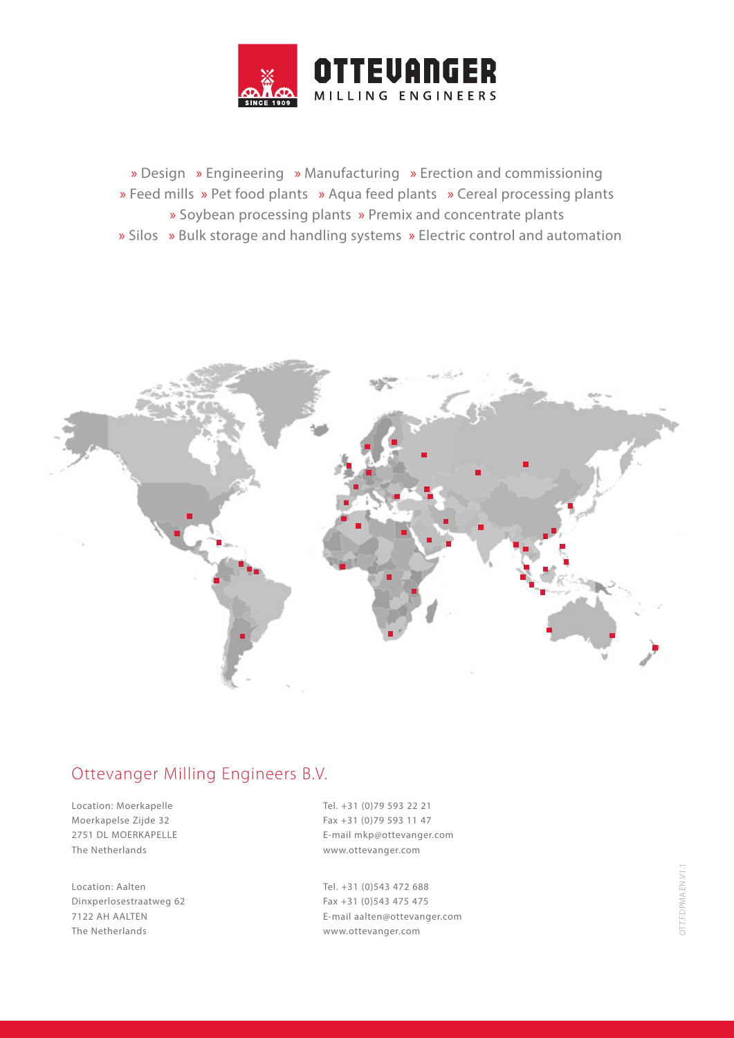# OTTEVANGER

MILLING ENGINEERS

» Design » Engineering » Manufacturing » Erection and commissioning
» Feed mills » Pet food plants » Aqua feed plants » Cereal processing plants
» Soybean processing plants » Premix and concentrate plants
» Silos » Bulk storage and handling systems » Electric control and automation

## Ottevanger Milling Engineers B.V.

Location: Moerkapelle
Moerkapelse Zijde 32
2751 DL MOERKAPELLE
The Netherlands

Tel. +31 (0)79 593 22 21
Fax +31 (0)79 593 11 47
E-mail mkp@ottevanger.com
www.ottevanger.com

Location: Aalten
Dinxperlosestraatweg 62
7122 AH AALTEN
The Netherlands

Tel. +31 (0)543 472 688
Fax +31 (0)543 475 475
E-mail aalten@ottevanger.com
www.ottevanger.com

OTT.F.DPMA.EN.V1.1